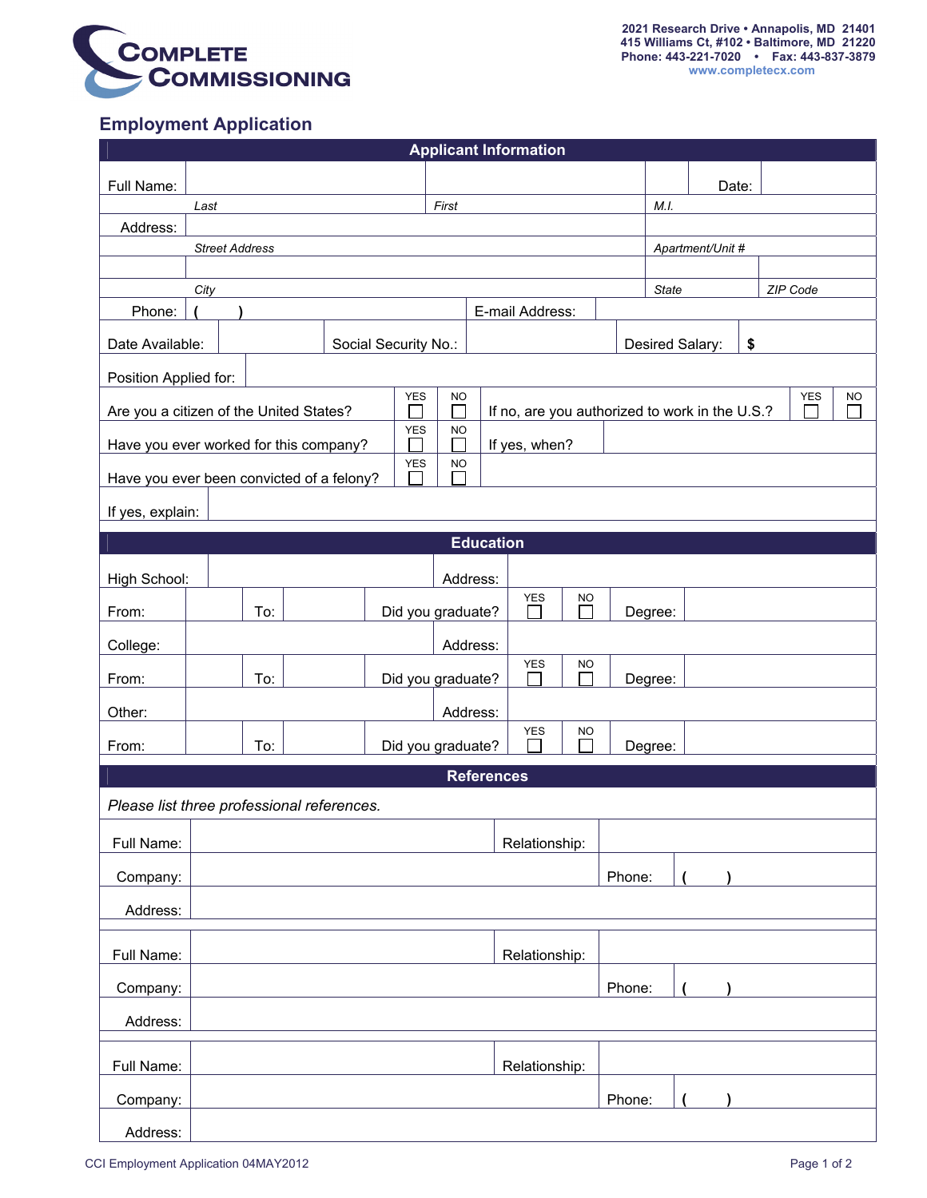**COMPLETE COMMISSIONING**

2021 Research Drive • Annapolis, MD 21401
415 Williams Ct, #102 • Baltimore, MD 21220
Phone: 443-221-7020 • Fax: 443-837-3879
www.completecx.com

# Employment Application

## Applicant Information

| | | | | |
|---|---|---|---|---|
| Full Name: | | | | Date: |
| | *Last* | *First* | *M.I.* | |
| Address: | | | | |
| | *Street Address* | | *Apartment/Unit #* | |
| | | | | |
| | *City* | | *State* | *ZIP Code* |

| | | | |
|---|---|---|---|
| Phone: | ( ) | E-mail Address: | |

| | | | | | |
|---|---|---|---|---|---|
| Date Available: | | Social Security No.: | | Desired Salary: | $ |

Position Applied for:

| | | | | | |
|---|---|---|---|---|---|
| Are you a citizen of the United States? | YES ☐ | NO ☐ | If no, are you authorized to work in the U.S.? | YES ☐ | NO ☐ |
| Have you ever worked for this company? | YES ☐ | NO ☐ | If yes, when? | | |
| Have you ever been convicted of a felony? | YES ☐ | NO ☐ | | | |

If yes, explain:

## Education

| | | | | | | | |
|---|---|---|---|---|---|---|---|
| High School: | | | | Address: | | | |
| From: | | To: | | Did you graduate? | YES ☐ | NO ☐ | Degree: |
| College: | | | | Address: | | | |
| From: | | To: | | Did you graduate? | YES ☐ | NO ☐ | Degree: |
| Other: | | | | Address: | | | |
| From: | | To: | | Did you graduate? | YES ☐ | NO ☐ | Degree: |

## References

*Please list three professional references.*

| | | | |
|---|---|---|---|
| Full Name: | | Relationship: | |
| Company: | | Phone: | ( ) |
| Address: | | | |
| Full Name: | | Relationship: | |
| Company: | | Phone: | ( ) |
| Address: | | | |
| Full Name: | | Relationship: | |
| Company: | | Phone: | ( ) |
| Address: | | | |

CCI Employment Application 04MAY2012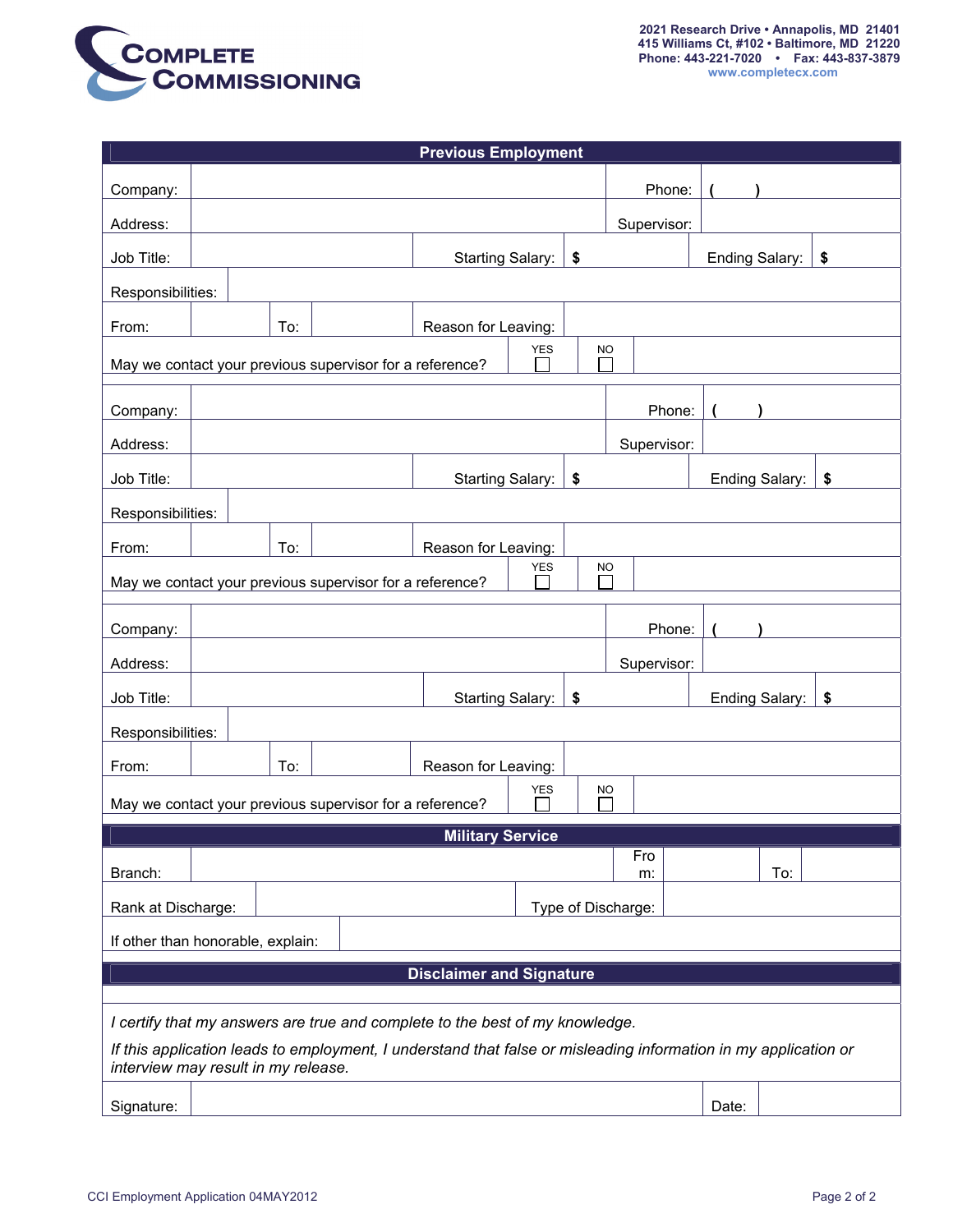**COMPLETE COMMISSIONING**

**2021 Research Drive • Annapolis, MD 21401**
**415 Williams Ct, #102 • Baltimore, MD 21220**
**Phone: 443-221-7020 • Fax: 443-837-3879**
**www.completecx.com**

## Previous Employment

| | | | | | |
|---|---|---|---|---|---|
| Company: | | | | Phone: | ( ) |
| Address: | | | | Supervisor: | |
| Job Title: | | Starting Salary: | $ | Ending Salary: | $ |
| Responsibilities: | | | | | |
| From: | | To: | | Reason for Leaving: | |
| May we contact your previous supervisor for a reference? | | | | YES ☐ | NO ☐ |

| | | | | | |
|---|---|---|---|---|---|
| Company: | | | | Phone: | ( ) |
| Address: | | | | Supervisor: | |
| Job Title: | | Starting Salary: | $ | Ending Salary: | $ |
| Responsibilities: | | | | | |
| From: | | To: | | Reason for Leaving: | |
| May we contact your previous supervisor for a reference? | | | | YES ☐ | NO ☐ |

| | | | | | |
|---|---|---|---|---|---|
| Company: | | | | Phone: | ( ) |
| Address: | | | | Supervisor: | |
| Job Title: | | Starting Salary: | $ | Ending Salary: | $ |
| Responsibilities: | | | | | |
| From: | | To: | | Reason for Leaving: | |
| May we contact your previous supervisor for a reference? | | | | YES ☐ | NO ☐ |

## Military Service

| | | | | | |
|---|---|---|---|---|---|
| Branch: | | From: | | To: | |
| Rank at Discharge: | | Type of Discharge: | | | |
| If other than honorable, explain: | | | | | |

## Disclaimer and Signature

*I certify that my answers are true and complete to the best of my knowledge.*

*If this application leads to employment, I understand that false or misleading information in my application or interview may result in my release.*

| | | | |
|---|---|---|---|
| Signature: | | Date: | |

CCI Employment Application 04MAY2012